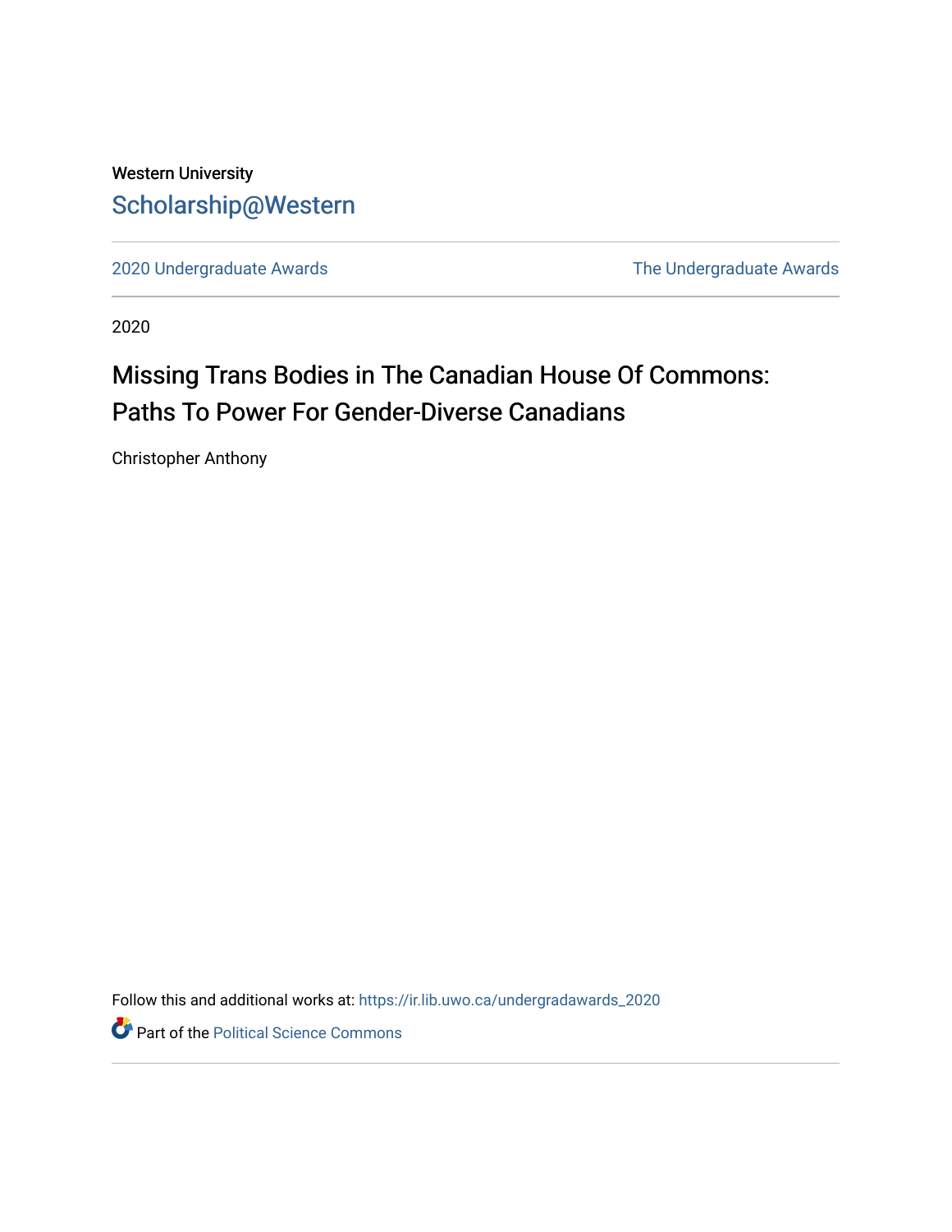Western University

Scholarship@Western

2020 Undergraduate Awards | The Undergraduate Awards

2020

# Missing Trans Bodies in The Canadian House Of Commons: Paths To Power For Gender-Diverse Canadians

Christopher Anthony

Follow this and additional works at: https://ir.lib.uwo.ca/undergradawards_2020

Part of the Political Science Commons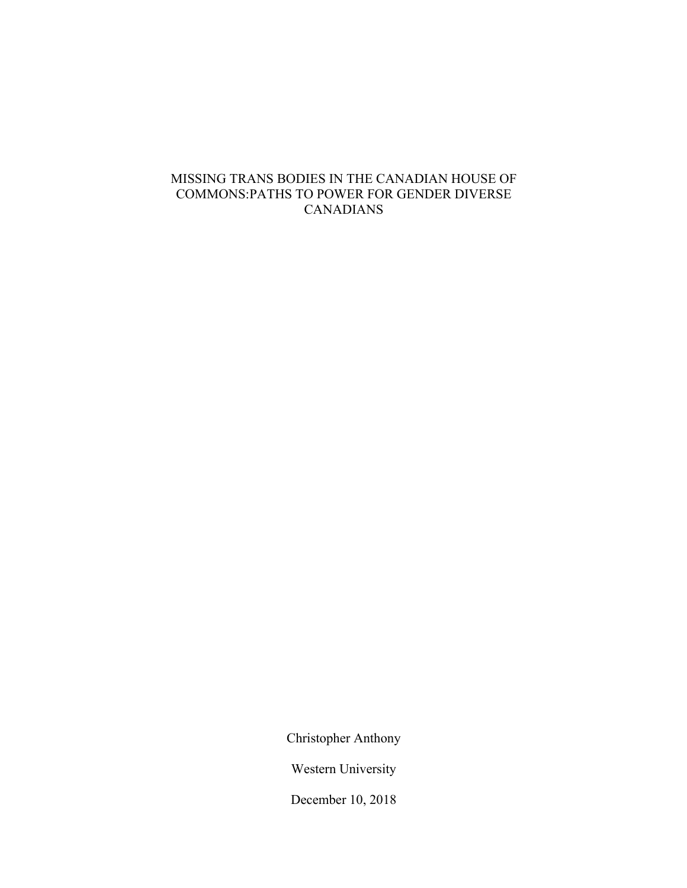# MISSING TRANS BODIES IN THE CANADIAN HOUSE OF COMMONS:PATHS TO POWER FOR GENDER DIVERSE CANADIANS

Christopher Anthony

Western University

December 10, 2018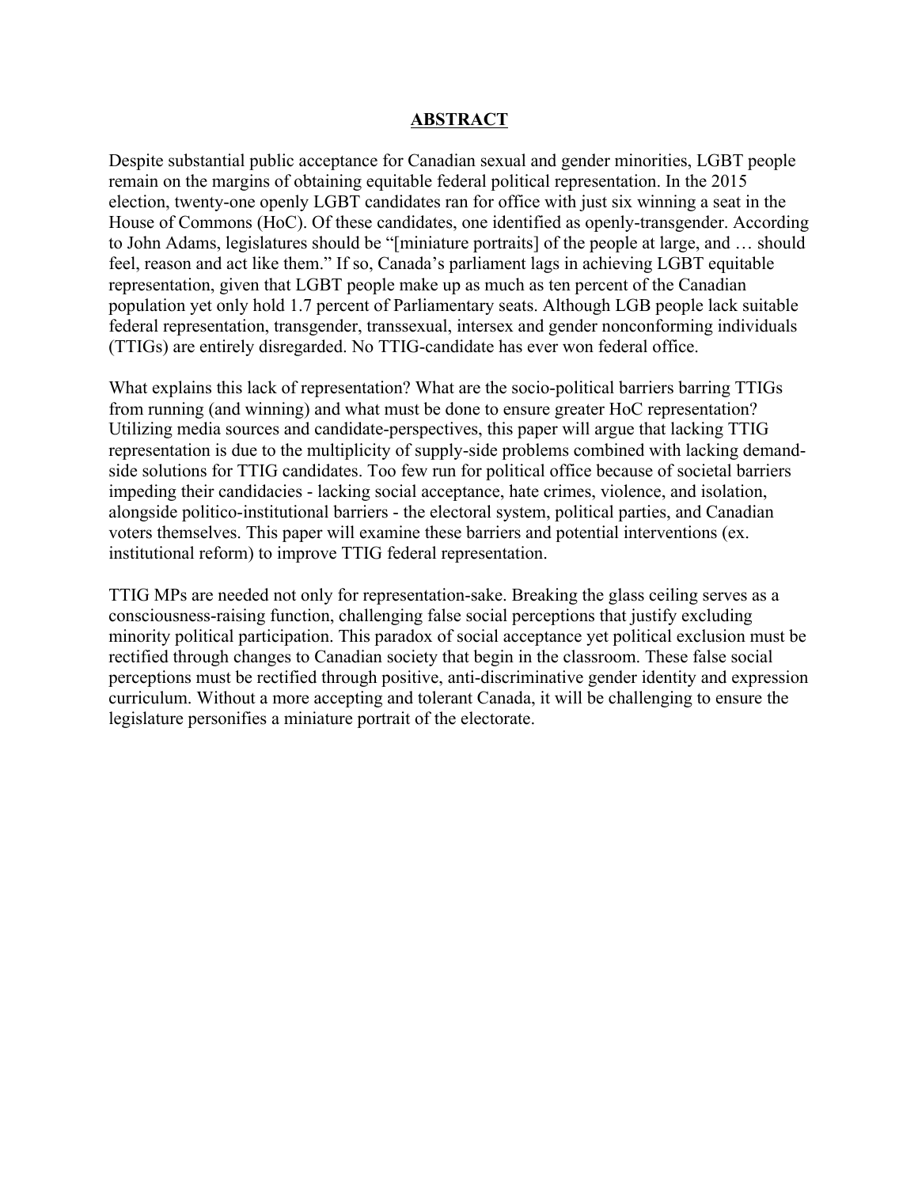## ABSTRACT

Despite substantial public acceptance for Canadian sexual and gender minorities, LGBT people remain on the margins of obtaining equitable federal political representation. In the 2015 election, twenty-one openly LGBT candidates ran for office with just six winning a seat in the House of Commons (HoC). Of these candidates, one identified as openly-transgender. According to John Adams, legislatures should be "[miniature portraits] of the people at large, and … should feel, reason and act like them." If so, Canada's parliament lags in achieving LGBT equitable representation, given that LGBT people make up as much as ten percent of the Canadian population yet only hold 1.7 percent of Parliamentary seats. Although LGB people lack suitable federal representation, transgender, transsexual, intersex and gender nonconforming individuals (TTIGs) are entirely disregarded. No TTIG-candidate has ever won federal office.

What explains this lack of representation? What are the socio-political barriers barring TTIGs from running (and winning) and what must be done to ensure greater HoC representation? Utilizing media sources and candidate-perspectives, this paper will argue that lacking TTIG representation is due to the multiplicity of supply-side problems combined with lacking demand-side solutions for TTIG candidates. Too few run for political office because of societal barriers impeding their candidacies - lacking social acceptance, hate crimes, violence, and isolation, alongside politico-institutional barriers - the electoral system, political parties, and Canadian voters themselves. This paper will examine these barriers and potential interventions (ex. institutional reform) to improve TTIG federal representation.

TTIG MPs are needed not only for representation-sake. Breaking the glass ceiling serves as a consciousness-raising function, challenging false social perceptions that justify excluding minority political participation. This paradox of social acceptance yet political exclusion must be rectified through changes to Canadian society that begin in the classroom. These false social perceptions must be rectified through positive, anti-discriminative gender identity and expression curriculum. Without a more accepting and tolerant Canada, it will be challenging to ensure the legislature personifies a miniature portrait of the electorate.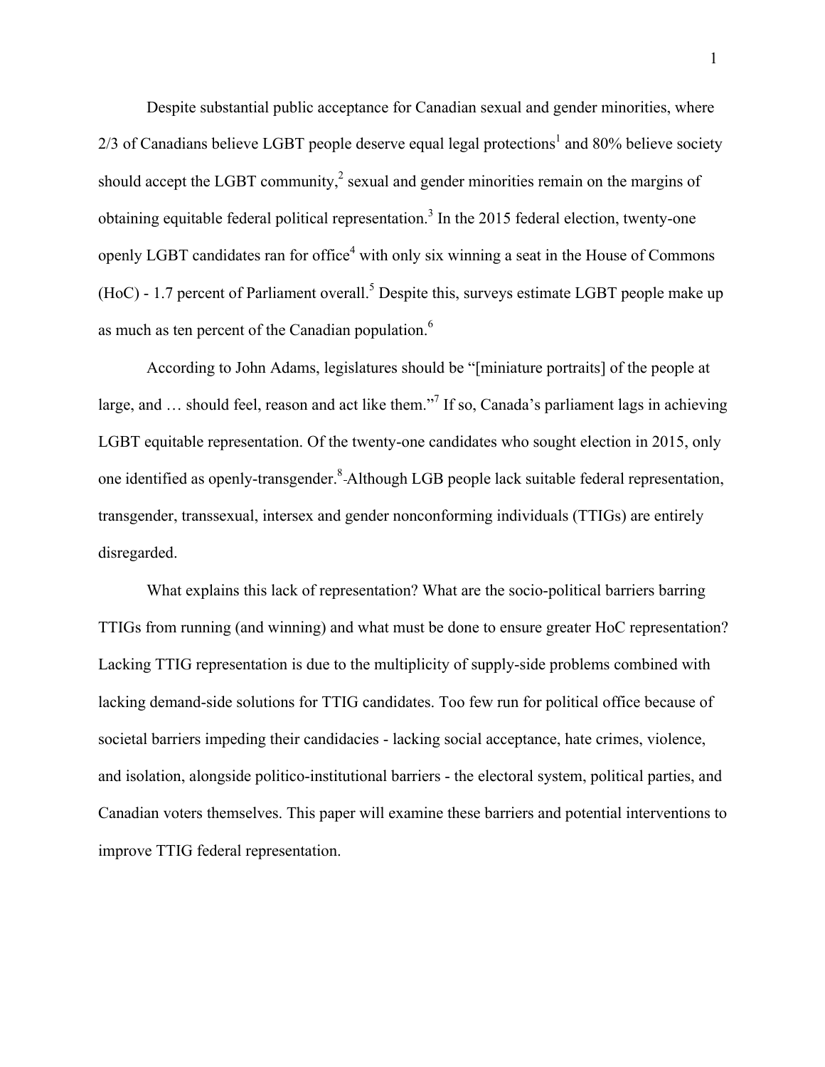Despite substantial public acceptance for Canadian sexual and gender minorities, where 2/3 of Canadians believe LGBT people deserve equal legal protections[1] and 80% believe society should accept the LGBT community,[2] sexual and gender minorities remain on the margins of obtaining equitable federal political representation.[3] In the 2015 federal election, twenty-one openly LGBT candidates ran for office[4] with only six winning a seat in the House of Commons (HoC) - 1.7 percent of Parliament overall.[5] Despite this, surveys estimate LGBT people make up as much as ten percent of the Canadian population.[6]

According to John Adams, legislatures should be "[miniature portraits] of the people at large, and … should feel, reason and act like them."[7] If so, Canada's parliament lags in achieving LGBT equitable representation. Of the twenty-one candidates who sought election in 2015, only one identified as openly-transgender.[8] Although LGB people lack suitable federal representation, transgender, transsexual, intersex and gender nonconforming individuals (TTIGs) are entirely disregarded.

What explains this lack of representation? What are the socio-political barriers barring TTIGs from running (and winning) and what must be done to ensure greater HoC representation? Lacking TTIG representation is due to the multiplicity of supply-side problems combined with lacking demand-side solutions for TTIG candidates. Too few run for political office because of societal barriers impeding their candidacies - lacking social acceptance, hate crimes, violence, and isolation, alongside politico-institutional barriers - the electoral system, political parties, and Canadian voters themselves. This paper will examine these barriers and potential interventions to improve TTIG federal representation.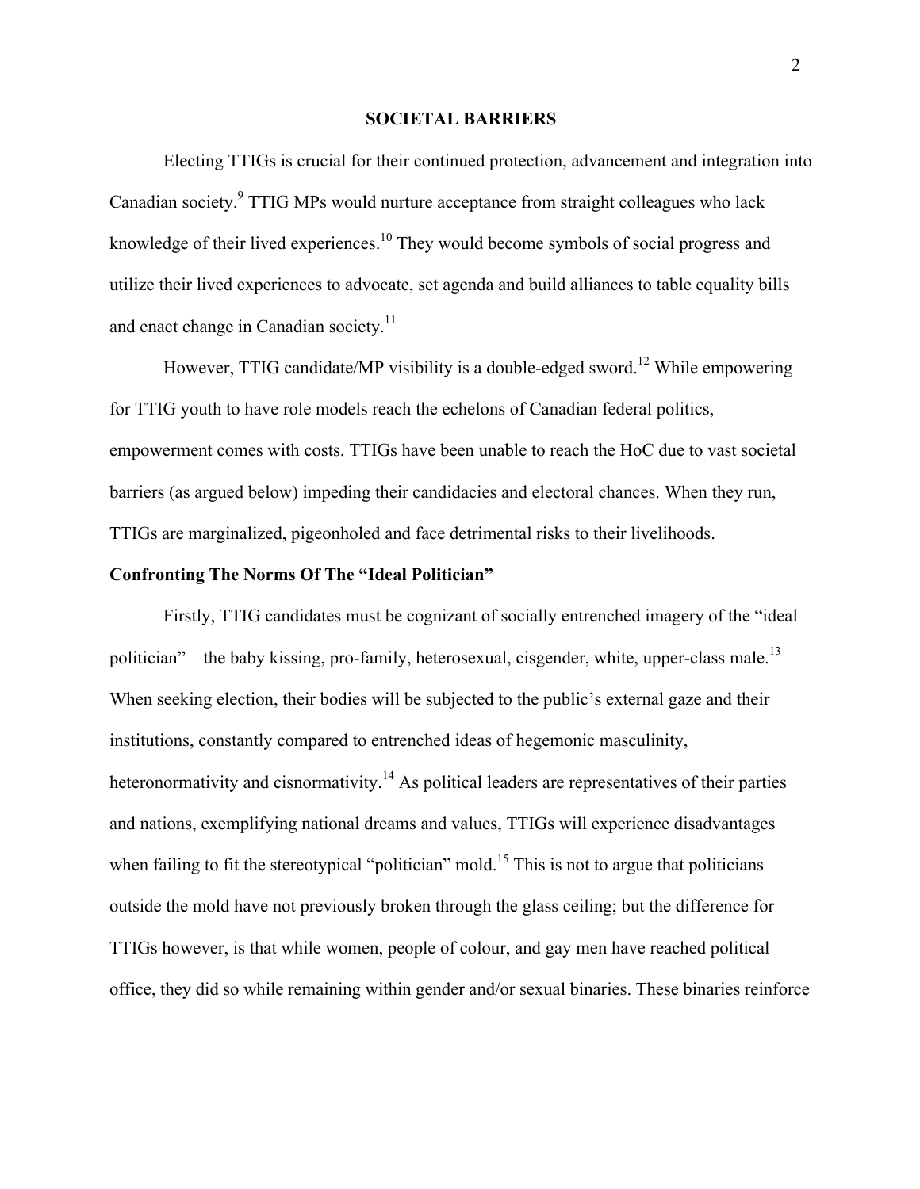## SOCIETAL BARRIERS

Electing TTIGs is crucial for their continued protection, advancement and integration into Canadian society.[9] TTIG MPs would nurture acceptance from straight colleagues who lack knowledge of their lived experiences.[10] They would become symbols of social progress and utilize their lived experiences to advocate, set agenda and build alliances to table equality bills and enact change in Canadian society.[11]

However, TTIG candidate/MP visibility is a double-edged sword.[12] While empowering for TTIG youth to have role models reach the echelons of Canadian federal politics, empowerment comes with costs. TTIGs have been unable to reach the HoC due to vast societal barriers (as argued below) impeding their candidacies and electoral chances. When they run, TTIGs are marginalized, pigeonholed and face detrimental risks to their livelihoods.

### Confronting The Norms Of The "Ideal Politician"

Firstly, TTIG candidates must be cognizant of socially entrenched imagery of the "ideal politician" – the baby kissing, pro-family, heterosexual, cisgender, white, upper-class male.[13] When seeking election, their bodies will be subjected to the public's external gaze and their institutions, constantly compared to entrenched ideas of hegemonic masculinity, heteronormativity and cisnormativity.[14] As political leaders are representatives of their parties and nations, exemplifying national dreams and values, TTIGs will experience disadvantages when failing to fit the stereotypical "politician" mold.[15] This is not to argue that politicians outside the mold have not previously broken through the glass ceiling; but the difference for TTIGs however, is that while women, people of colour, and gay men have reached political office, they did so while remaining within gender and/or sexual binaries. These binaries reinforce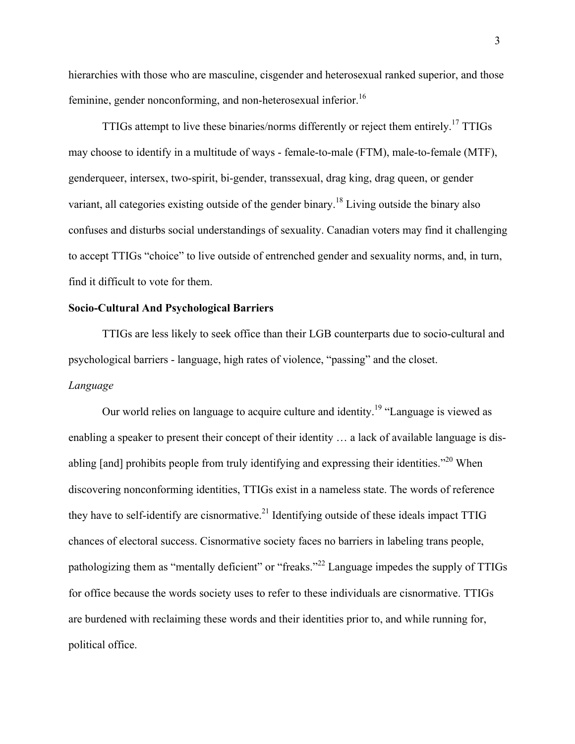hierarchies with those who are masculine, cisgender and heterosexual ranked superior, and those feminine, gender nonconforming, and non-heterosexual inferior.[16]

TTIGs attempt to live these binaries/norms differently or reject them entirely.[17] TTIGs may choose to identify in a multitude of ways - female-to-male (FTM), male-to-female (MTF), genderqueer, intersex, two-spirit, bi-gender, transsexual, drag king, drag queen, or gender variant, all categories existing outside of the gender binary.[18] Living outside the binary also confuses and disturbs social understandings of sexuality. Canadian voters may find it challenging to accept TTIGs "choice" to live outside of entrenched gender and sexuality norms, and, in turn, find it difficult to vote for them.

**Socio-Cultural And Psychological Barriers**

TTIGs are less likely to seek office than their LGB counterparts due to socio-cultural and psychological barriers - language, high rates of violence, "passing" and the closet.

*Language*

Our world relies on language to acquire culture and identity.[19] "Language is viewed as enabling a speaker to present their concept of their identity … a lack of available language is dis-abling [and] prohibits people from truly identifying and expressing their identities."[20] When discovering nonconforming identities, TTIGs exist in a nameless state. The words of reference they have to self-identify are cisnormative.[21] Identifying outside of these ideals impact TTIG chances of electoral success. Cisnormative society faces no barriers in labeling trans people, pathologizing them as "mentally deficient" or "freaks."[22] Language impedes the supply of TTIGs for office because the words society uses to refer to these individuals are cisnormative. TTIGs are burdened with reclaiming these words and their identities prior to, and while running for, political office.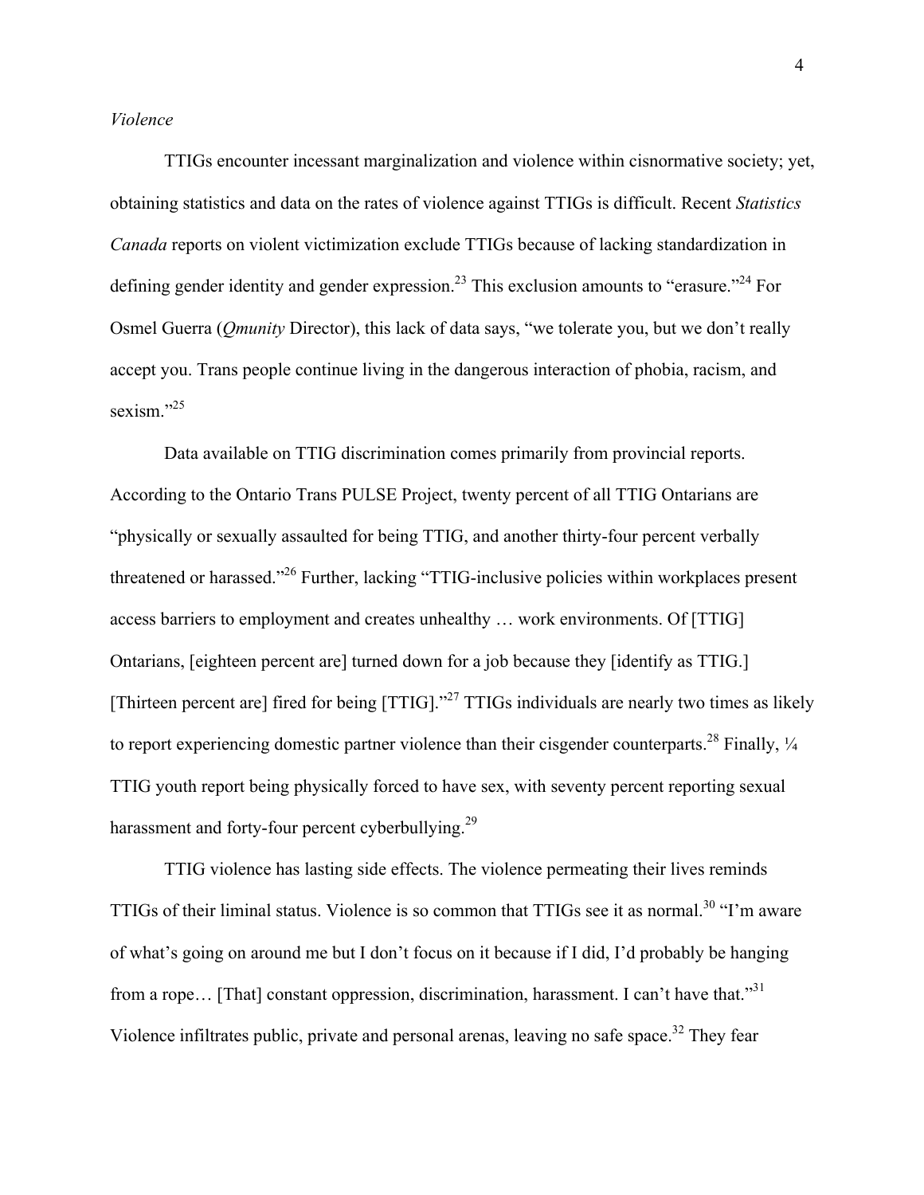*Violence*

TTIGs encounter incessant marginalization and violence within cisnormative society; yet, obtaining statistics and data on the rates of violence against TTIGs is difficult. Recent *Statistics Canada* reports on violent victimization exclude TTIGs because of lacking standardization in defining gender identity and gender expression.[23] This exclusion amounts to "erasure."[24] For Osmel Guerra (*Qmunity* Director), this lack of data says, "we tolerate you, but we don't really accept you. Trans people continue living in the dangerous interaction of phobia, racism, and sexism."[25]

Data available on TTIG discrimination comes primarily from provincial reports. According to the Ontario Trans PULSE Project, twenty percent of all TTIG Ontarians are "physically or sexually assaulted for being TTIG, and another thirty-four percent verbally threatened or harassed."[26] Further, lacking "TTIG-inclusive policies within workplaces present access barriers to employment and creates unhealthy … work environments. Of [TTIG] Ontarians, [eighteen percent are] turned down for a job because they [identify as TTIG.] [Thirteen percent are] fired for being [TTIG]."[27] TTIGs individuals are nearly two times as likely to report experiencing domestic partner violence than their cisgender counterparts.[28] Finally, ¼ TTIG youth report being physically forced to have sex, with seventy percent reporting sexual harassment and forty-four percent cyberbullying.[29]

TTIG violence has lasting side effects. The violence permeating their lives reminds TTIGs of their liminal status. Violence is so common that TTIGs see it as normal.[30] "I'm aware of what's going on around me but I don't focus on it because if I did, I'd probably be hanging from a rope… [That] constant oppression, discrimination, harassment. I can't have that."[31] Violence infiltrates public, private and personal arenas, leaving no safe space.[32] They fear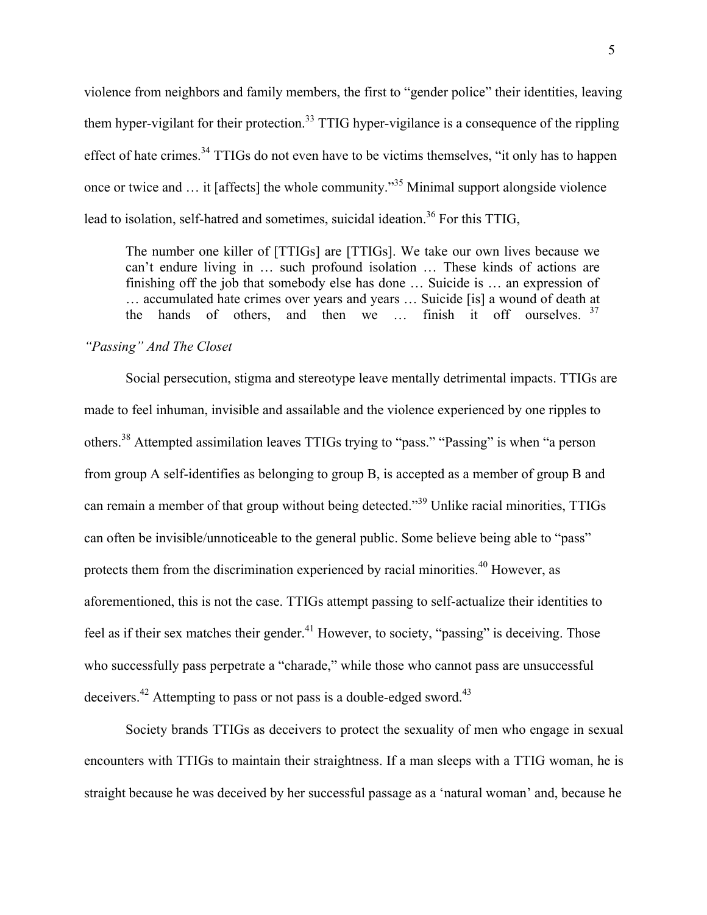violence from neighbors and family members, the first to "gender police" their identities, leaving them hyper-vigilant for their protection.[33] TTIG hyper-vigilance is a consequence of the rippling effect of hate crimes.[34] TTIGs do not even have to be victims themselves, "it only has to happen once or twice and … it [affects] the whole community."[35] Minimal support alongside violence lead to isolation, self-hatred and sometimes, suicidal ideation.[36] For this TTIG,

> The number one killer of [TTIGs] are [TTIGs]. We take our own lives because we can't endure living in … such profound isolation … These kinds of actions are finishing off the job that somebody else has done … Suicide is … an expression of … accumulated hate crimes over years and years … Suicide [is] a wound of death at the hands of others, and then we … finish it off ourselves.[37]

*"Passing" And The Closet*

Social persecution, stigma and stereotype leave mentally detrimental impacts. TTIGs are made to feel inhuman, invisible and assailable and the violence experienced by one ripples to others.[38] Attempted assimilation leaves TTIGs trying to "pass." "Passing" is when "a person from group A self-identifies as belonging to group B, is accepted as a member of group B and can remain a member of that group without being detected."[39] Unlike racial minorities, TTIGs can often be invisible/unnoticeable to the general public. Some believe being able to "pass" protects them from the discrimination experienced by racial minorities.[40] However, as aforementioned, this is not the case. TTIGs attempt passing to self-actualize their identities to feel as if their sex matches their gender.[41] However, to society, "passing" is deceiving. Those who successfully pass perpetrate a "charade," while those who cannot pass are unsuccessful deceivers.[42] Attempting to pass or not pass is a double-edged sword.[43]

Society brands TTIGs as deceivers to protect the sexuality of men who engage in sexual encounters with TTIGs to maintain their straightness. If a man sleeps with a TTIG woman, he is straight because he was deceived by her successful passage as a 'natural woman' and, because he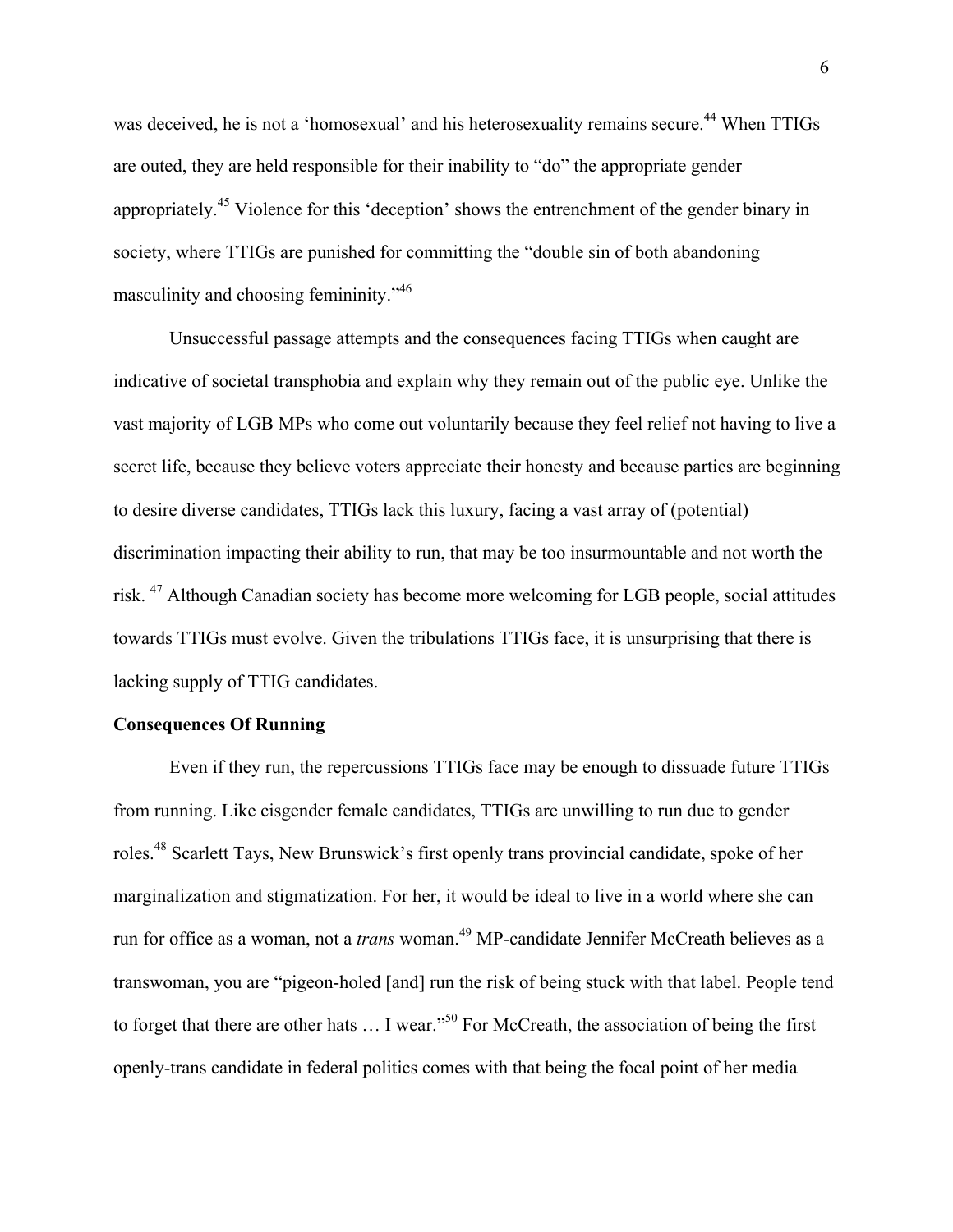was deceived, he is not a 'homosexual' and his heterosexuality remains secure.[44] When TTIGs are outed, they are held responsible for their inability to "do" the appropriate gender appropriately.[45] Violence for this 'deception' shows the entrenchment of the gender binary in society, where TTIGs are punished for committing the "double sin of both abandoning masculinity and choosing femininity."[46]

Unsuccessful passage attempts and the consequences facing TTIGs when caught are indicative of societal transphobia and explain why they remain out of the public eye. Unlike the vast majority of LGB MPs who come out voluntarily because they feel relief not having to live a secret life, because they believe voters appreciate their honesty and because parties are beginning to desire diverse candidates, TTIGs lack this luxury, facing a vast array of (potential) discrimination impacting their ability to run, that may be too insurmountable and not worth the risk. [47] Although Canadian society has become more welcoming for LGB people, social attitudes towards TTIGs must evolve. Given the tribulations TTIGs face, it is unsurprising that there is lacking supply of TTIG candidates.

**Consequences Of Running**

Even if they run, the repercussions TTIGs face may be enough to dissuade future TTIGs from running. Like cisgender female candidates, TTIGs are unwilling to run due to gender roles.[48] Scarlett Tays, New Brunswick's first openly trans provincial candidate, spoke of her marginalization and stigmatization. For her, it would be ideal to live in a world where she can run for office as a woman, not a *trans* woman.[49] MP-candidate Jennifer McCreath believes as a transwoman, you are "pigeon-holed [and] run the risk of being stuck with that label. People tend to forget that there are other hats … I wear."[50] For McCreath, the association of being the first openly-trans candidate in federal politics comes with that being the focal point of her media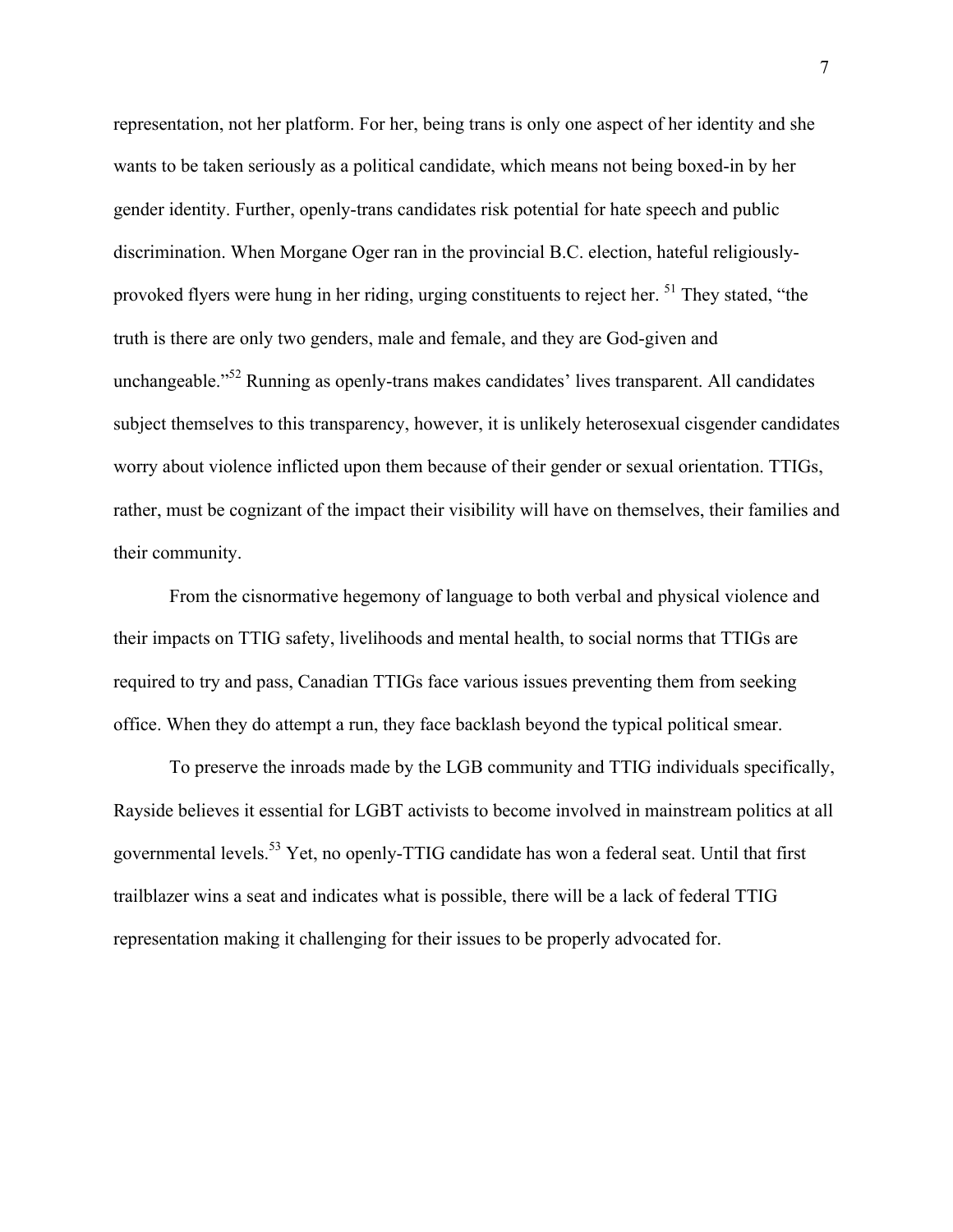representation, not her platform. For her, being trans is only one aspect of her identity and she wants to be taken seriously as a political candidate, which means not being boxed-in by her gender identity. Further, openly-trans candidates risk potential for hate speech and public discrimination. When Morgane Oger ran in the provincial B.C. election, hateful religiously-provoked flyers were hung in her riding, urging constituents to reject her.[51] They stated, "the truth is there are only two genders, male and female, and they are God-given and unchangeable."[52] Running as openly-trans makes candidates' lives transparent. All candidates subject themselves to this transparency, however, it is unlikely heterosexual cisgender candidates worry about violence inflicted upon them because of their gender or sexual orientation. TTIGs, rather, must be cognizant of the impact their visibility will have on themselves, their families and their community.

From the cisnormative hegemony of language to both verbal and physical violence and their impacts on TTIG safety, livelihoods and mental health, to social norms that TTIGs are required to try and pass, Canadian TTIGs face various issues preventing them from seeking office. When they do attempt a run, they face backlash beyond the typical political smear.

To preserve the inroads made by the LGB community and TTIG individuals specifically, Rayside believes it essential for LGBT activists to become involved in mainstream politics at all governmental levels.[53] Yet, no openly-TTIG candidate has won a federal seat. Until that first trailblazer wins a seat and indicates what is possible, there will be a lack of federal TTIG representation making it challenging for their issues to be properly advocated for.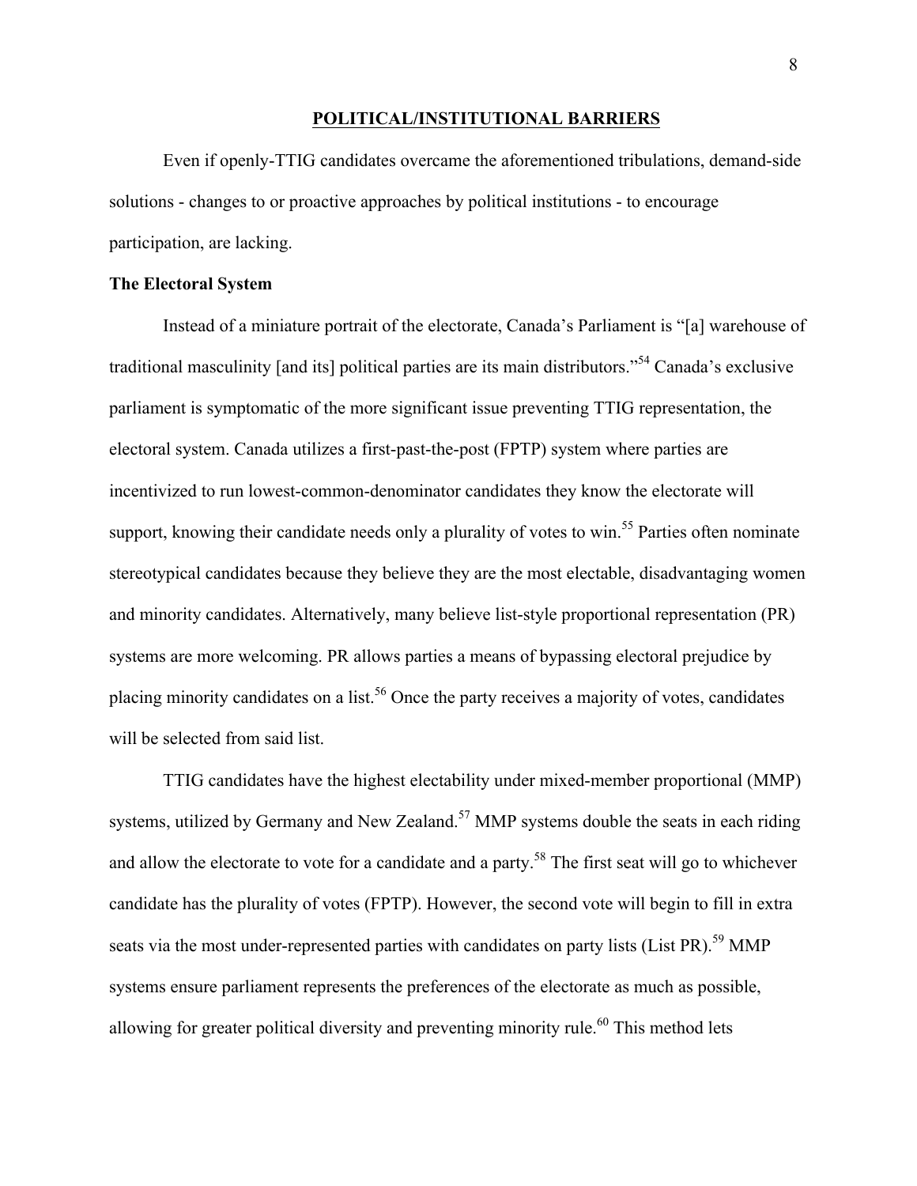## POLITICAL/INSTITUTIONAL BARRIERS

Even if openly-TTIG candidates overcame the aforementioned tribulations, demand-side solutions - changes to or proactive approaches by political institutions - to encourage participation, are lacking.

### The Electoral System

Instead of a miniature portrait of the electorate, Canada's Parliament is "[a] warehouse of traditional masculinity [and its] political parties are its main distributors."[54] Canada's exclusive parliament is symptomatic of the more significant issue preventing TTIG representation, the electoral system. Canada utilizes a first-past-the-post (FPTP) system where parties are incentivized to run lowest-common-denominator candidates they know the electorate will support, knowing their candidate needs only a plurality of votes to win.[55] Parties often nominate stereotypical candidates because they believe they are the most electable, disadvantaging women and minority candidates. Alternatively, many believe list-style proportional representation (PR) systems are more welcoming. PR allows parties a means of bypassing electoral prejudice by placing minority candidates on a list.[56] Once the party receives a majority of votes, candidates will be selected from said list.

TTIG candidates have the highest electability under mixed-member proportional (MMP) systems, utilized by Germany and New Zealand.[57] MMP systems double the seats in each riding and allow the electorate to vote for a candidate and a party.[58] The first seat will go to whichever candidate has the plurality of votes (FPTP). However, the second vote will begin to fill in extra seats via the most under-represented parties with candidates on party lists (List PR).[59] MMP systems ensure parliament represents the preferences of the electorate as much as possible, allowing for greater political diversity and preventing minority rule.[60] This method lets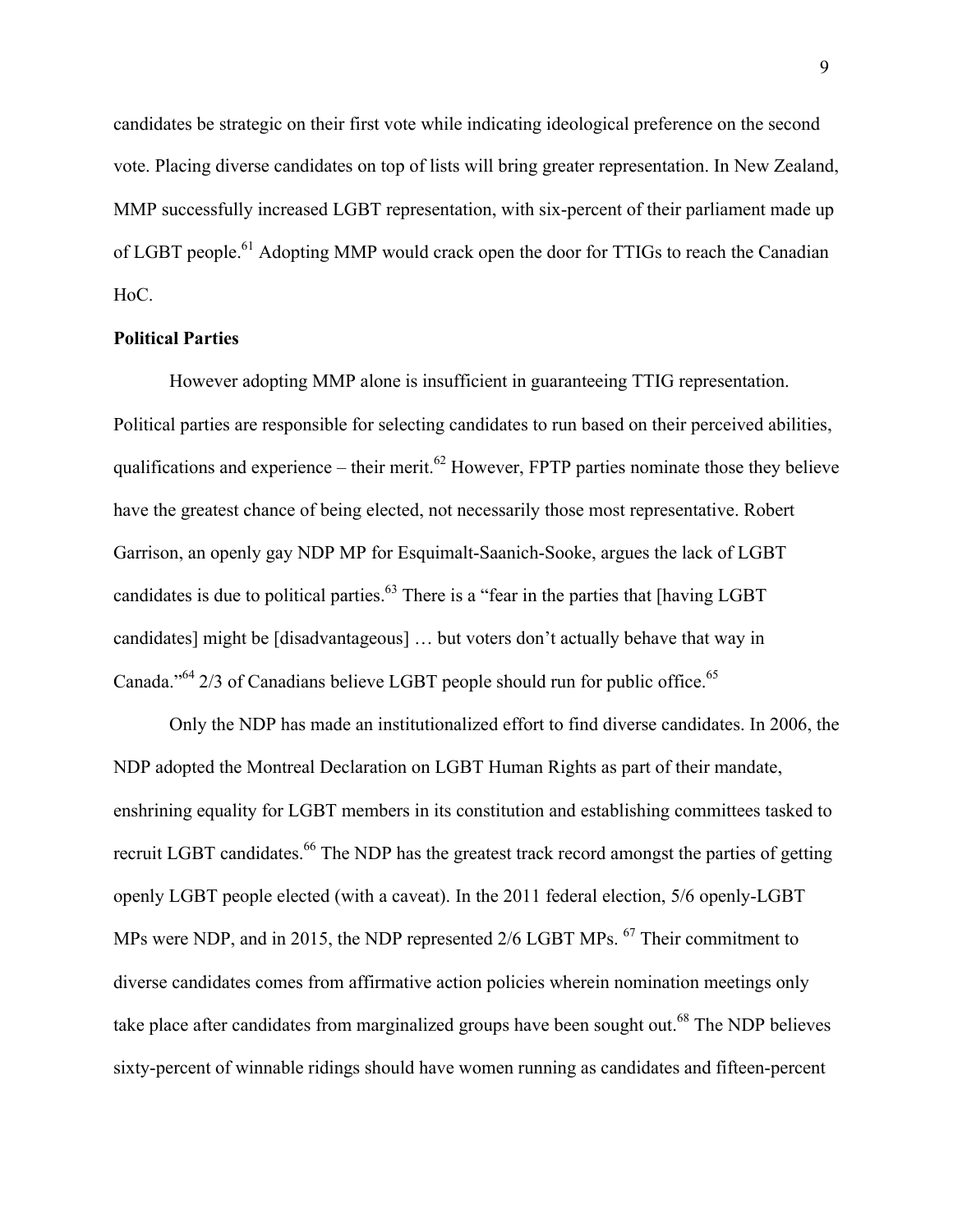candidates be strategic on their first vote while indicating ideological preference on the second vote. Placing diverse candidates on top of lists will bring greater representation. In New Zealand, MMP successfully increased LGBT representation, with six-percent of their parliament made up of LGBT people.[61] Adopting MMP would crack open the door for TTIGs to reach the Canadian HoC.

**Political Parties**

However adopting MMP alone is insufficient in guaranteeing TTIG representation. Political parties are responsible for selecting candidates to run based on their perceived abilities, qualifications and experience – their merit.[62] However, FPTP parties nominate those they believe have the greatest chance of being elected, not necessarily those most representative. Robert Garrison, an openly gay NDP MP for Esquimalt-Saanich-Sooke, argues the lack of LGBT candidates is due to political parties.[63] There is a "fear in the parties that [having LGBT candidates] might be [disadvantageous] … but voters don't actually behave that way in Canada."[64] 2/3 of Canadians believe LGBT people should run for public office.[65]

Only the NDP has made an institutionalized effort to find diverse candidates. In 2006, the NDP adopted the Montreal Declaration on LGBT Human Rights as part of their mandate, enshrining equality for LGBT members in its constitution and establishing committees tasked to recruit LGBT candidates.[66] The NDP has the greatest track record amongst the parties of getting openly LGBT people elected (with a caveat). In the 2011 federal election, 5/6 openly-LGBT MPs were NDP, and in 2015, the NDP represented 2/6 LGBT MPs. [67] Their commitment to diverse candidates comes from affirmative action policies wherein nomination meetings only take place after candidates from marginalized groups have been sought out.[68] The NDP believes sixty-percent of winnable ridings should have women running as candidates and fifteen-percent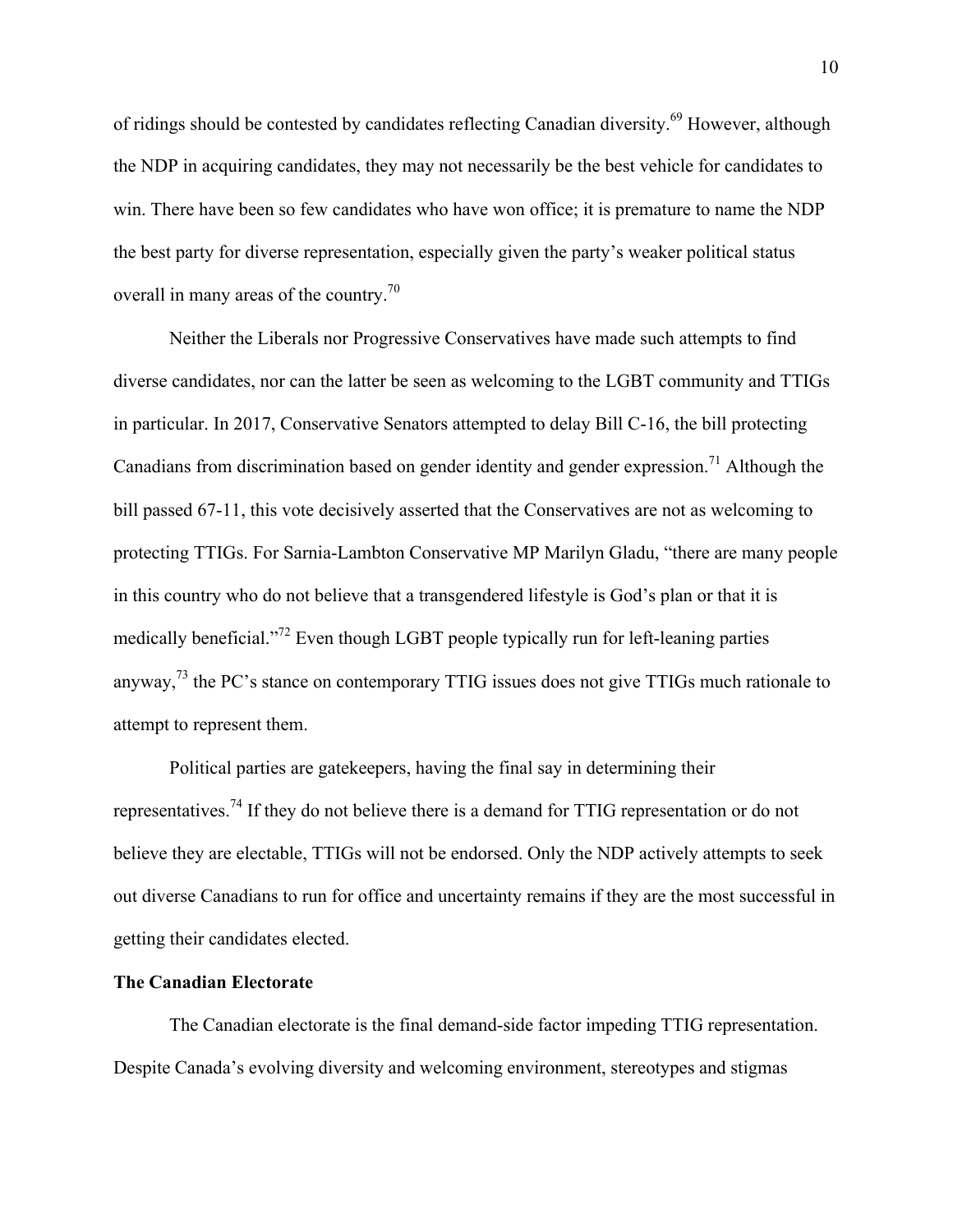of ridings should be contested by candidates reflecting Canadian diversity.[69] However, although the NDP in acquiring candidates, they may not necessarily be the best vehicle for candidates to win. There have been so few candidates who have won office; it is premature to name the NDP the best party for diverse representation, especially given the party's weaker political status overall in many areas of the country.[70]

Neither the Liberals nor Progressive Conservatives have made such attempts to find diverse candidates, nor can the latter be seen as welcoming to the LGBT community and TTIGs in particular. In 2017, Conservative Senators attempted to delay Bill C-16, the bill protecting Canadians from discrimination based on gender identity and gender expression.[71] Although the bill passed 67-11, this vote decisively asserted that the Conservatives are not as welcoming to protecting TTIGs. For Sarnia-Lambton Conservative MP Marilyn Gladu, "there are many people in this country who do not believe that a transgendered lifestyle is God's plan or that it is medically beneficial."[72] Even though LGBT people typically run for left-leaning parties anyway,[73] the PC's stance on contemporary TTIG issues does not give TTIGs much rationale to attempt to represent them.

Political parties are gatekeepers, having the final say in determining their representatives.[74] If they do not believe there is a demand for TTIG representation or do not believe they are electable, TTIGs will not be endorsed. Only the NDP actively attempts to seek out diverse Canadians to run for office and uncertainty remains if they are the most successful in getting their candidates elected.

**The Canadian Electorate**

The Canadian electorate is the final demand-side factor impeding TTIG representation. Despite Canada's evolving diversity and welcoming environment, stereotypes and stigmas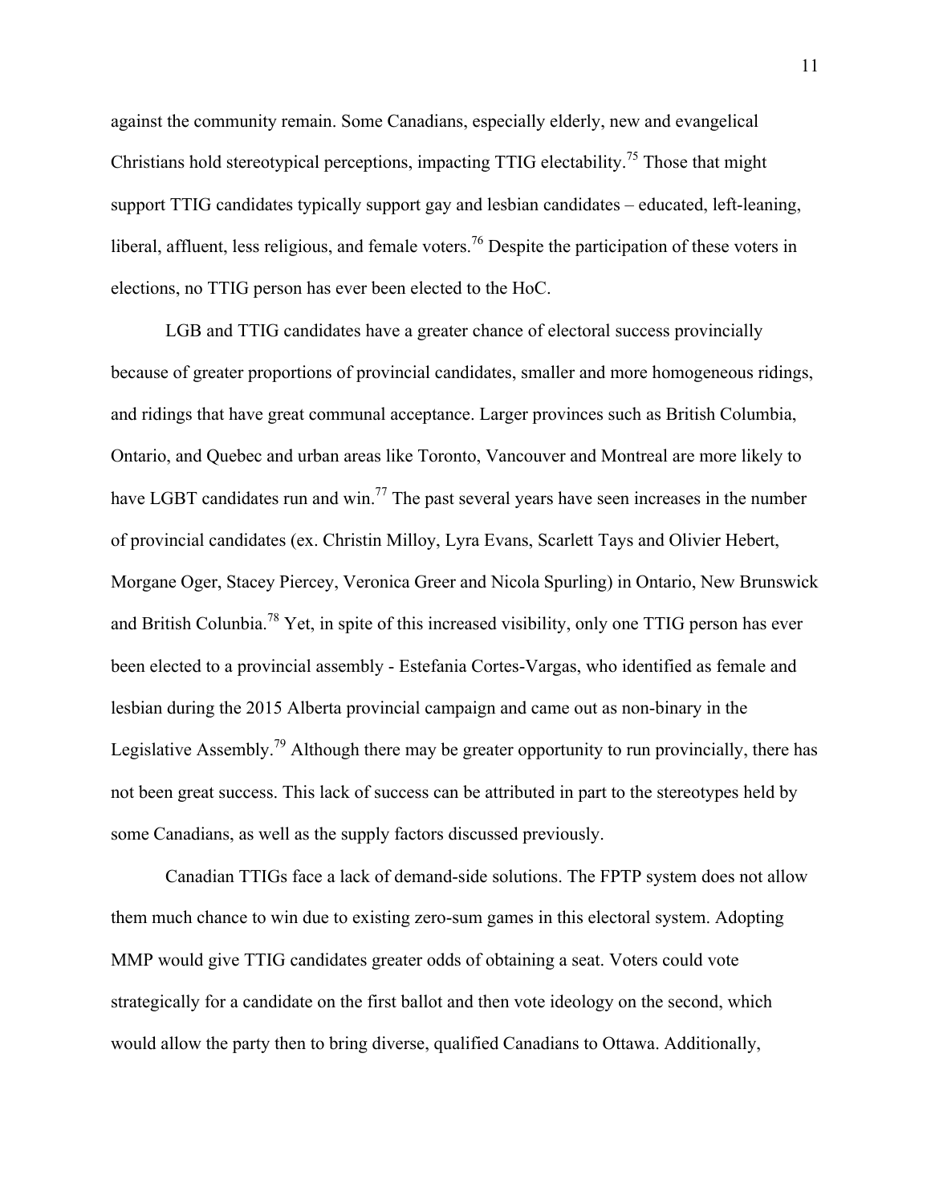against the community remain. Some Canadians, especially elderly, new and evangelical Christians hold stereotypical perceptions, impacting TTIG electability.[75] Those that might support TTIG candidates typically support gay and lesbian candidates – educated, left-leaning, liberal, affluent, less religious, and female voters.[76] Despite the participation of these voters in elections, no TTIG person has ever been elected to the HoC.

LGB and TTIG candidates have a greater chance of electoral success provincially because of greater proportions of provincial candidates, smaller and more homogeneous ridings, and ridings that have great communal acceptance. Larger provinces such as British Columbia, Ontario, and Quebec and urban areas like Toronto, Vancouver and Montreal are more likely to have LGBT candidates run and win.[77] The past several years have seen increases in the number of provincial candidates (ex. Christin Milloy, Lyra Evans, Scarlett Tays and Olivier Hebert, Morgane Oger, Stacey Piercey, Veronica Greer and Nicola Spurling) in Ontario, New Brunswick and British Colunbia.[78] Yet, in spite of this increased visibility, only one TTIG person has ever been elected to a provincial assembly - Estefania Cortes-Vargas, who identified as female and lesbian during the 2015 Alberta provincial campaign and came out as non-binary in the Legislative Assembly.[79] Although there may be greater opportunity to run provincially, there has not been great success. This lack of success can be attributed in part to the stereotypes held by some Canadians, as well as the supply factors discussed previously.

Canadian TTIGs face a lack of demand-side solutions. The FPTP system does not allow them much chance to win due to existing zero-sum games in this electoral system. Adopting MMP would give TTIG candidates greater odds of obtaining a seat. Voters could vote strategically for a candidate on the first ballot and then vote ideology on the second, which would allow the party then to bring diverse, qualified Canadians to Ottawa. Additionally,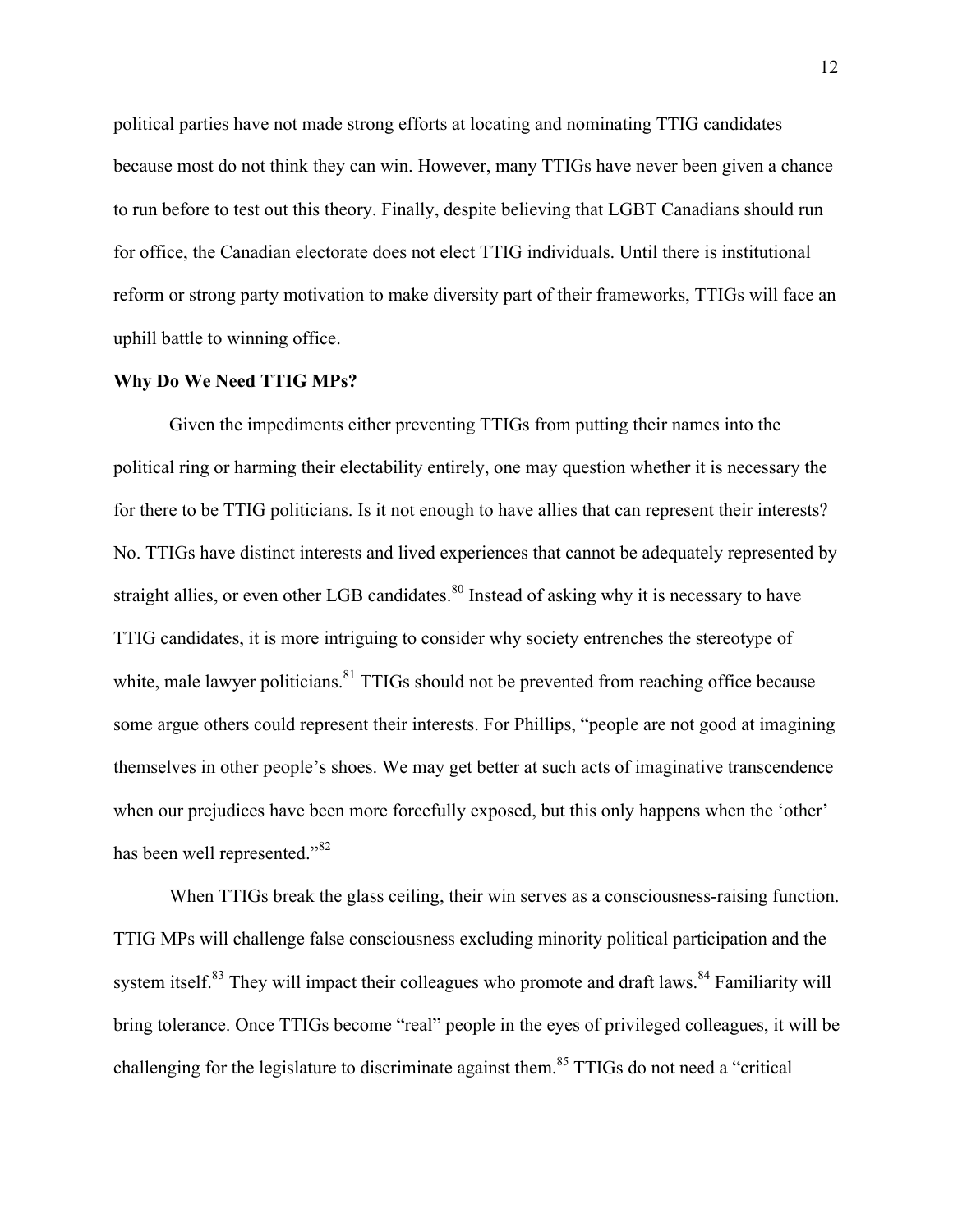political parties have not made strong efforts at locating and nominating TTIG candidates because most do not think they can win. However, many TTIGs have never been given a chance to run before to test out this theory. Finally, despite believing that LGBT Canadians should run for office, the Canadian electorate does not elect TTIG individuals. Until there is institutional reform or strong party motivation to make diversity part of their frameworks, TTIGs will face an uphill battle to winning office.

**Why Do We Need TTIG MPs?**

Given the impediments either preventing TTIGs from putting their names into the political ring or harming their electability entirely, one may question whether it is necessary the for there to be TTIG politicians. Is it not enough to have allies that can represent their interests? No. TTIGs have distinct interests and lived experiences that cannot be adequately represented by straight allies, or even other LGB candidates.[80] Instead of asking why it is necessary to have TTIG candidates, it is more intriguing to consider why society entrenches the stereotype of white, male lawyer politicians.[81] TTIGs should not be prevented from reaching office because some argue others could represent their interests. For Phillips, "people are not good at imagining themselves in other people's shoes. We may get better at such acts of imaginative transcendence when our prejudices have been more forcefully exposed, but this only happens when the 'other' has been well represented."[82]

When TTIGs break the glass ceiling, their win serves as a consciousness-raising function. TTIG MPs will challenge false consciousness excluding minority political participation and the system itself.[83] They will impact their colleagues who promote and draft laws.[84] Familiarity will bring tolerance. Once TTIGs become "real" people in the eyes of privileged colleagues, it will be challenging for the legislature to discriminate against them.[85] TTIGs do not need a "critical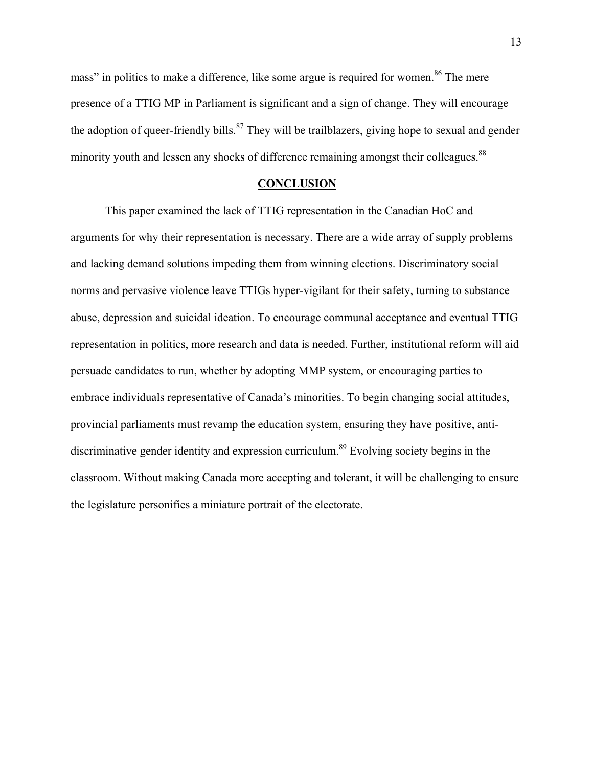mass" in politics to make a difference, like some argue is required for women.[86] The mere presence of a TTIG MP in Parliament is significant and a sign of change. They will encourage the adoption of queer-friendly bills.[87] They will be trailblazers, giving hope to sexual and gender minority youth and lessen any shocks of difference remaining amongst their colleagues.[88]

## CONCLUSION

This paper examined the lack of TTIG representation in the Canadian HoC and arguments for why their representation is necessary. There are a wide array of supply problems and lacking demand solutions impeding them from winning elections. Discriminatory social norms and pervasive violence leave TTIGs hyper-vigilant for their safety, turning to substance abuse, depression and suicidal ideation. To encourage communal acceptance and eventual TTIG representation in politics, more research and data is needed. Further, institutional reform will aid persuade candidates to run, whether by adopting MMP system, or encouraging parties to embrace individuals representative of Canada's minorities. To begin changing social attitudes, provincial parliaments must revamp the education system, ensuring they have positive, anti-discriminative gender identity and expression curriculum.[89] Evolving society begins in the classroom. Without making Canada more accepting and tolerant, it will be challenging to ensure the legislature personifies a miniature portrait of the electorate.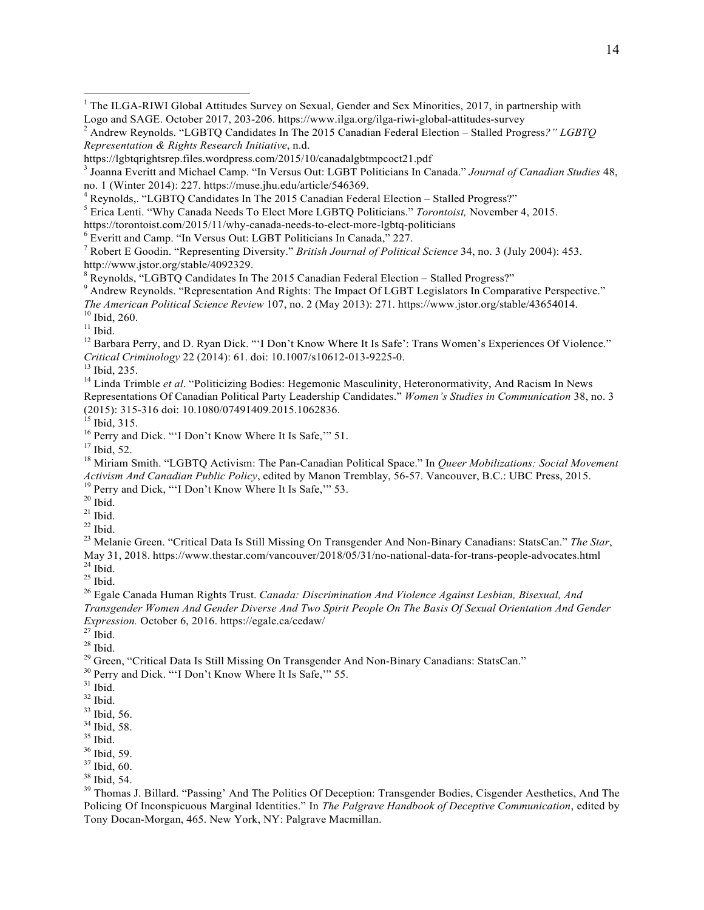[1] The ILGA-RIWI Global Attitudes Survey on Sexual, Gender and Sex Minorities, 2017, in partnership with Logo and SAGE. October 2017, 203-206. https://www.ilga.org/ilga-riwi-global-attitudes-survey

[2] Andrew Reynolds. "LGBTQ Candidates In The 2015 Canadian Federal Election – Stalled Progress*?" LGBTQ Representation & Rights Research Initiative*, n.d. https://lgbtqrightsrep.files.wordpress.com/2015/10/canadalgbtmpcoct21.pdf

[3] Joanna Everitt and Michael Camp. "In Versus Out: LGBT Politicians In Canada." *Journal of Canadian Studies* 48, no. 1 (Winter 2014): 227. https://muse.jhu.edu/article/546369.

[4] Reynolds,. "LGBTQ Candidates In The 2015 Canadian Federal Election – Stalled Progress?"

[5] Erica Lenti. "Why Canada Needs To Elect More LGBTQ Politicians." *Torontoist,* November 4, 2015. https://torontoist.com/2015/11/why-canada-needs-to-elect-more-lgbtq-politicians

[6] Everitt and Camp. "In Versus Out: LGBT Politicians In Canada," 227.

[7] Robert E Goodin. "Representing Diversity." *British Journal of Political Science* 34, no. 3 (July 2004): 453. http://www.jstor.org/stable/4092329.

[8] Reynolds, "LGBTQ Candidates In The 2015 Canadian Federal Election – Stalled Progress?"

[9] Andrew Reynolds. "Representation And Rights: The Impact Of LGBT Legislators In Comparative Perspective." *The American Political Science Review* 107, no. 2 (May 2013): 271. https://www.jstor.org/stable/43654014.

[10] Ibid, 260.

[11] Ibid.

[12] Barbara Perry, and D. Ryan Dick. "'I Don't Know Where It Is Safe': Trans Women's Experiences Of Violence." *Critical Criminology* 22 (2014): 61. doi: 10.1007/s10612-013-9225-0.

[13] Ibid, 235.

[14] Linda Trimble *et al*. "Politicizing Bodies: Hegemonic Masculinity, Heteronormativity, And Racism In News Representations Of Canadian Political Party Leadership Candidates." *Women's Studies in Communication* 38, no. 3 (2015): 315-316 doi: 10.1080/07491409.2015.1062836.

[15] Ibid, 315.

[16] Perry and Dick. "'I Don't Know Where It Is Safe,'" 51.

[17] Ibid, 52.

[18] Miriam Smith. "LGBTQ Activism: The Pan-Canadian Political Space." In *Queer Mobilizations: Social Movement Activism And Canadian Public Policy*, edited by Manon Tremblay, 56-57. Vancouver, B.C.: UBC Press, 2015.

[19] Perry and Dick, "'I Don't Know Where It Is Safe,'" 53.

[20] Ibid.

[21] Ibid.

[22] Ibid.

[23] Melanie Green. "Critical Data Is Still Missing On Transgender And Non-Binary Canadians: StatsCan." *The Star*, May 31, 2018. https://www.thestar.com/vancouver/2018/05/31/no-national-data-for-trans-people-advocates.html

[24] Ibid.

[25] Ibid.

[26] Egale Canada Human Rights Trust. *Canada: Discrimination And Violence Against Lesbian, Bisexual, And Transgender Women And Gender Diverse And Two Spirit People On The Basis Of Sexual Orientation And Gender Expression.* October 6, 2016. https://egale.ca/cedaw/

[27] Ibid.

[28] Ibid.

[29] Green, "Critical Data Is Still Missing On Transgender And Non-Binary Canadians: StatsCan."

[30] Perry and Dick. "'I Don't Know Where It Is Safe,'" 55.

[31] Ibid.

[32] Ibid.

[33] Ibid, 56.

[34] Ibid, 58.

[35] Ibid.

[36] Ibid, 59.

[37] Ibid, 60.

[38] Ibid, 54.

[39] Thomas J. Billard. "Passing' And The Politics Of Deception: Transgender Bodies, Cisgender Aesthetics, And The Policing Of Inconspicuous Marginal Identities." In *The Palgrave Handbook of Deceptive Communication*, edited by Tony Docan-Morgan, 465. New York, NY: Palgrave Macmillan.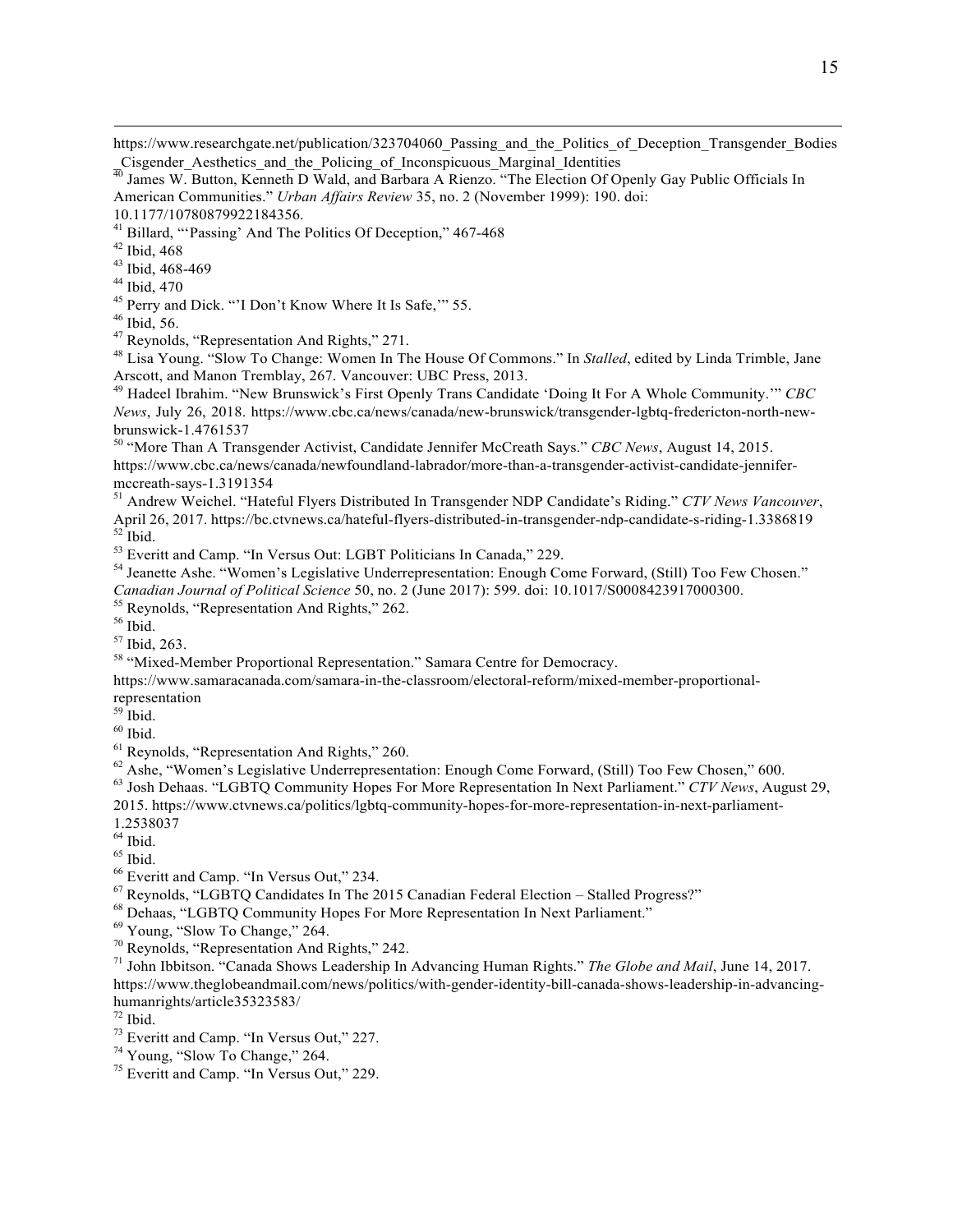https://www.researchgate.net/publication/323704060_Passing_and_the_Politics_of_Deception_Transgender_Bodies_Cisgender_Aesthetics_and_the_Policing_of_Inconspicuous_Marginal_Identities

[40] James W. Button, Kenneth D Wald, and Barbara A Rienzo. "The Election Of Openly Gay Public Officials In American Communities." *Urban Affairs Review* 35, no. 2 (November 1999): 190. doi: 10.1177/10780879922184356.

[41] Billard, "'Passing' And The Politics Of Deception," 467-468

[42] Ibid, 468

[43] Ibid, 468-469

[44] Ibid, 470

[45] Perry and Dick. "'I Don't Know Where It Is Safe,'" 55.

[46] Ibid, 56.

[47] Reynolds, "Representation And Rights," 271.

[48] Lisa Young. "Slow To Change: Women In The House Of Commons." In *Stalled*, edited by Linda Trimble, Jane Arscott, and Manon Tremblay, 267. Vancouver: UBC Press, 2013.

[49] Hadeel Ibrahim. "New Brunswick's First Openly Trans Candidate 'Doing It For A Whole Community.'" *CBC News*, July 26, 2018. https://www.cbc.ca/news/canada/new-brunswick/transgender-lgbtq-fredericton-north-new-brunswick-1.4761537

[50] "More Than A Transgender Activist, Candidate Jennifer McCreath Says." *CBC News*, August 14, 2015. https://www.cbc.ca/news/canada/newfoundland-labrador/more-than-a-transgender-activist-candidate-jennifer-mccreath-says-1.3191354

[51] Andrew Weichel. "Hateful Flyers Distributed In Transgender NDP Candidate's Riding." *CTV News Vancouver*, April 26, 2017. https://bc.ctvnews.ca/hateful-flyers-distributed-in-transgender-ndp-candidate-s-riding-1.3386819

[52] Ibid.

[53] Everitt and Camp. "In Versus Out: LGBT Politicians In Canada," 229.

[54] Jeanette Ashe. "Women's Legislative Underrepresentation: Enough Come Forward, (Still) Too Few Chosen." *Canadian Journal of Political Science* 50, no. 2 (June 2017): 599. doi: 10.1017/S0008423917000300.

[55] Reynolds, "Representation And Rights," 262.

[56] Ibid.

[57] Ibid, 263.

[58] "Mixed-Member Proportional Representation." Samara Centre for Democracy. https://www.samaracanada.com/samara-in-the-classroom/electoral-reform/mixed-member-proportional-representation

[59] Ibid.

[60] Ibid.

[61] Reynolds, "Representation And Rights," 260.

[62] Ashe, "Women's Legislative Underrepresentation: Enough Come Forward, (Still) Too Few Chosen," 600.

[63] Josh Dehaas. "LGBTQ Community Hopes For More Representation In Next Parliament." *CTV News*, August 29, 2015. https://www.ctvnews.ca/politics/lgbtq-community-hopes-for-more-representation-in-next-parliament-1.2538037

[64] Ibid.

[65] Ibid.

[66] Everitt and Camp. "In Versus Out," 234.

[67] Reynolds, "LGBTQ Candidates In The 2015 Canadian Federal Election – Stalled Progress?"

[68] Dehaas, "LGBTQ Community Hopes For More Representation In Next Parliament."

[69] Young, "Slow To Change," 264.

[70] Reynolds, "Representation And Rights," 242.

[71] John Ibbitson. "Canada Shows Leadership In Advancing Human Rights." *The Globe and Mail*, June 14, 2017. https://www.theglobeandmail.com/news/politics/with-gender-identity-bill-canada-shows-leadership-in-advancing-humanrights/article35323583/

[72] Ibid.

[73] Everitt and Camp. "In Versus Out," 227.

[74] Young, "Slow To Change," 264.

[75] Everitt and Camp. "In Versus Out," 229.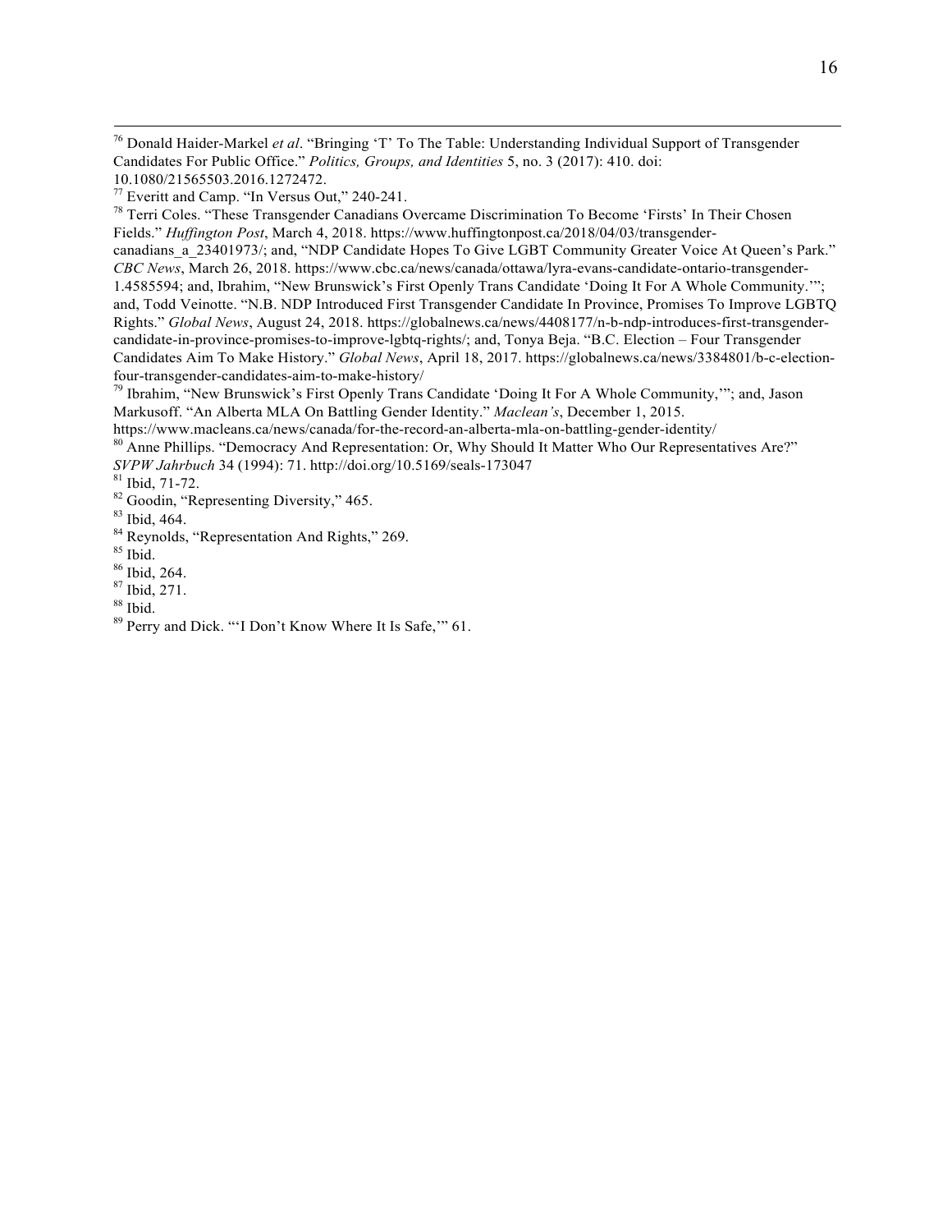[76] Donald Haider-Markel *et al*. "Bringing 'T' To The Table: Understanding Individual Support of Transgender Candidates For Public Office." *Politics, Groups, and Identities* 5, no. 3 (2017): 410. doi: 10.1080/21565503.2016.1272472.

[77] Everitt and Camp. "In Versus Out," 240-241.

[78] Terri Coles. "These Transgender Canadians Overcame Discrimination To Become 'Firsts' In Their Chosen Fields." *Huffington Post*, March 4, 2018. https://www.huffingtonpost.ca/2018/04/03/transgender-canadians_a_23401973/; and, "NDP Candidate Hopes To Give LGBT Community Greater Voice At Queen's Park." *CBC News*, March 26, 2018. https://www.cbc.ca/news/canada/ottawa/lyra-evans-candidate-ontario-transgender-1.4585594; and, Ibrahim, "New Brunswick's First Openly Trans Candidate 'Doing It For A Whole Community.'"; and, Todd Veinotte. "N.B. NDP Introduced First Transgender Candidate In Province, Promises To Improve LGBTQ Rights." *Global News*, August 24, 2018. https://globalnews.ca/news/4408177/n-b-ndp-introduces-first-transgender-candidate-in-province-promises-to-improve-lgbtq-rights/; and, Tonya Beja. "B.C. Election – Four Transgender Candidates Aim To Make History." *Global News*, April 18, 2017. https://globalnews.ca/news/3384801/b-c-election-four-transgender-candidates-aim-to-make-history/

[79] Ibrahim, "New Brunswick's First Openly Trans Candidate 'Doing It For A Whole Community,'"; and, Jason Markusoff. "An Alberta MLA On Battling Gender Identity." *Maclean's*, December 1, 2015. https://www.macleans.ca/news/canada/for-the-record-an-alberta-mla-on-battling-gender-identity/

[80] Anne Phillips. "Democracy And Representation: Or, Why Should It Matter Who Our Representatives Are?" *SVPW Jahrbuch* 34 (1994): 71. http://doi.org/10.5169/seals-173047

[81] Ibid, 71-72.

[82] Goodin, "Representing Diversity," 465.

[83] Ibid, 464.

[84] Reynolds, "Representation And Rights," 269.

[85] Ibid.

[86] Ibid, 264.

[87] Ibid, 271.

[88] Ibid.

[89] Perry and Dick. "'I Don't Know Where It Is Safe,'" 61.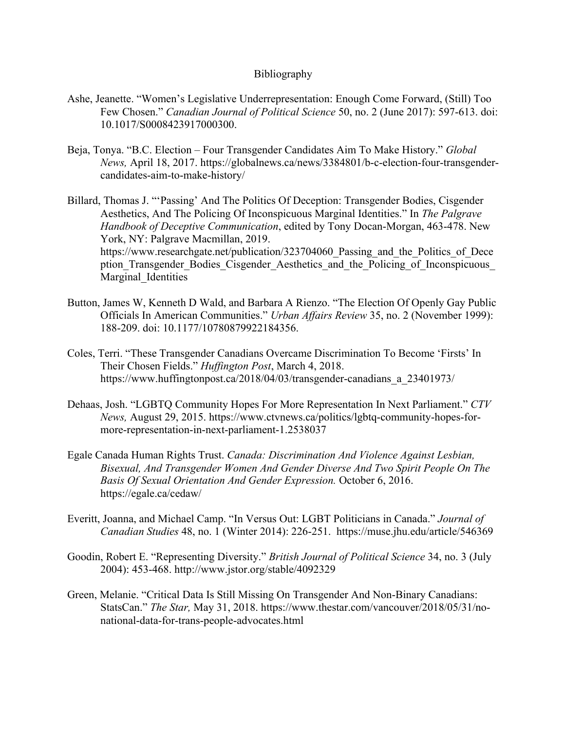# Bibliography

Ashe, Jeanette. "Women's Legislative Underrepresentation: Enough Come Forward, (Still) Too Few Chosen." *Canadian Journal of Political Science* 50, no. 2 (June 2017): 597-613. doi: 10.1017/S0008423917000300.

Beja, Tonya. "B.C. Election – Four Transgender Candidates Aim To Make History." *Global News,* April 18, 2017. https://globalnews.ca/news/3384801/b-c-election-four-transgender-candidates-aim-to-make-history/

Billard, Thomas J. "'Passing' And The Politics Of Deception: Transgender Bodies, Cisgender Aesthetics, And The Policing Of Inconspicuous Marginal Identities." In *The Palgrave Handbook of Deceptive Communication*, edited by Tony Docan-Morgan, 463-478. New York, NY: Palgrave Macmillan, 2019. https://www.researchgate.net/publication/323704060_Passing_and_the_Politics_of_Deception_Transgender_Bodies_Cisgender_Aesthetics_and_the_Policing_of_Inconspicuous_Marginal_Identities

Button, James W, Kenneth D Wald, and Barbara A Rienzo. "The Election Of Openly Gay Public Officials In American Communities." *Urban Affairs Review* 35, no. 2 (November 1999): 188-209. doi: 10.1177/10780879922184356.

Coles, Terri. "These Transgender Canadians Overcame Discrimination To Become 'Firsts' In Their Chosen Fields." *Huffington Post*, March 4, 2018. https://www.huffingtonpost.ca/2018/04/03/transgender-canadians_a_23401973/

Dehaas, Josh. "LGBTQ Community Hopes For More Representation In Next Parliament." *CTV News,* August 29, 2015. https://www.ctvnews.ca/politics/lgbtq-community-hopes-for-more-representation-in-next-parliament-1.2538037

Egale Canada Human Rights Trust. *Canada: Discrimination And Violence Against Lesbian, Bisexual, And Transgender Women And Gender Diverse And Two Spirit People On The Basis Of Sexual Orientation And Gender Expression.* October 6, 2016. https://egale.ca/cedaw/

Everitt, Joanna, and Michael Camp. "In Versus Out: LGBT Politicians in Canada." *Journal of Canadian Studies* 48, no. 1 (Winter 2014): 226-251. https://muse.jhu.edu/article/546369

Goodin, Robert E. "Representing Diversity." *British Journal of Political Science* 34, no. 3 (July 2004): 453-468. http://www.jstor.org/stable/4092329

Green, Melanie. "Critical Data Is Still Missing On Transgender And Non-Binary Canadians: StatsCan." *The Star,* May 31, 2018. https://www.thestar.com/vancouver/2018/05/31/no-national-data-for-trans-people-advocates.html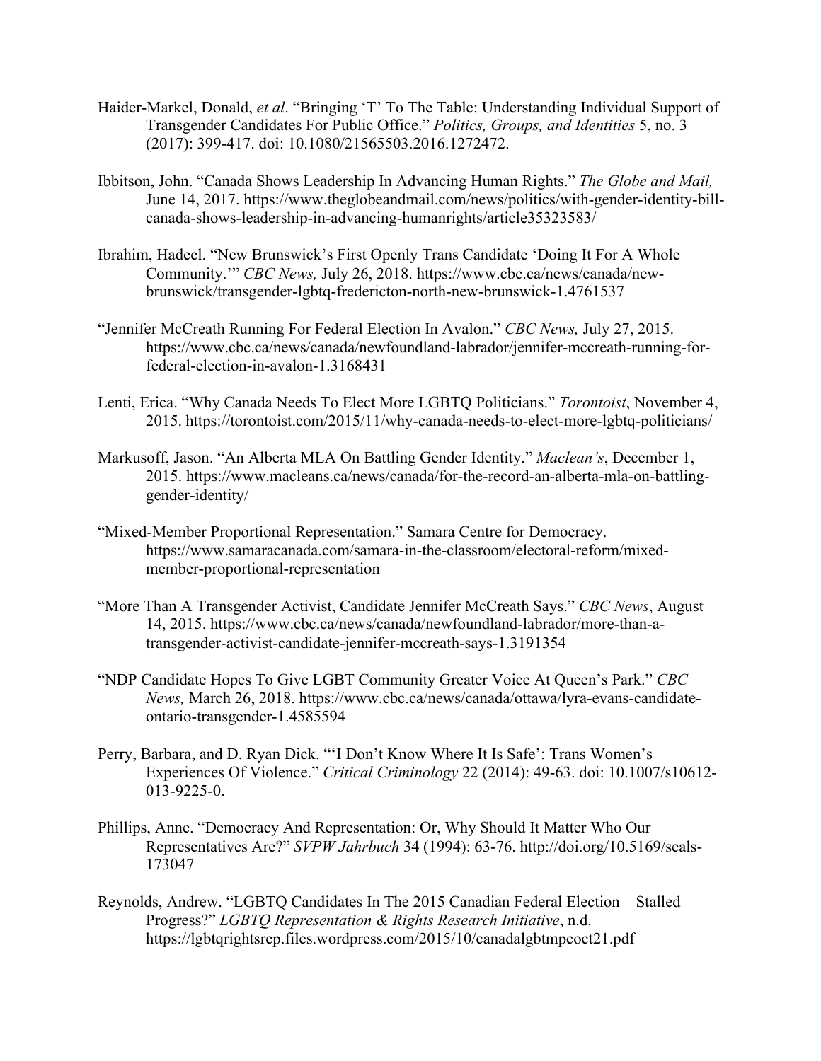Haider-Markel, Donald, *et al*. "Bringing 'T' To The Table: Understanding Individual Support of Transgender Candidates For Public Office." *Politics, Groups, and Identities* 5, no. 3 (2017): 399-417. doi: 10.1080/21565503.2016.1272472.

Ibbitson, John. "Canada Shows Leadership In Advancing Human Rights." *The Globe and Mail,* June 14, 2017. https://www.theglobeandmail.com/news/politics/with-gender-identity-bill-canada-shows-leadership-in-advancing-humanrights/article35323583/

Ibrahim, Hadeel. "New Brunswick's First Openly Trans Candidate 'Doing It For A Whole Community.'" *CBC News,* July 26, 2018. https://www.cbc.ca/news/canada/new-brunswick/transgender-lgbtq-fredericton-north-new-brunswick-1.4761537

"Jennifer McCreath Running For Federal Election In Avalon." *CBC News,* July 27, 2015. https://www.cbc.ca/news/canada/newfoundland-labrador/jennifer-mccreath-running-for-federal-election-in-avalon-1.3168431

Lenti, Erica. "Why Canada Needs To Elect More LGBTQ Politicians." *Torontoist*, November 4, 2015. https://torontoist.com/2015/11/why-canada-needs-to-elect-more-lgbtq-politicians/

Markusoff, Jason. "An Alberta MLA On Battling Gender Identity." *Maclean's*, December 1, 2015. https://www.macleans.ca/news/canada/for-the-record-an-alberta-mla-on-battling-gender-identity/

"Mixed-Member Proportional Representation." Samara Centre for Democracy. https://www.samaracanada.com/samara-in-the-classroom/electoral-reform/mixed-member-proportional-representation

"More Than A Transgender Activist, Candidate Jennifer McCreath Says." *CBC News*, August 14, 2015. https://www.cbc.ca/news/canada/newfoundland-labrador/more-than-a-transgender-activist-candidate-jennifer-mccreath-says-1.3191354

"NDP Candidate Hopes To Give LGBT Community Greater Voice At Queen's Park." *CBC News,* March 26, 2018. https://www.cbc.ca/news/canada/ottawa/lyra-evans-candidate-ontario-transgender-1.4585594

Perry, Barbara, and D. Ryan Dick. "'I Don't Know Where It Is Safe': Trans Women's Experiences Of Violence." *Critical Criminology* 22 (2014): 49-63. doi: 10.1007/s10612-013-9225-0.

Phillips, Anne. "Democracy And Representation: Or, Why Should It Matter Who Our Representatives Are?" *SVPW Jahrbuch* 34 (1994): 63-76. http://doi.org/10.5169/seals-173047

Reynolds, Andrew. "LGBTQ Candidates In The 2015 Canadian Federal Election – Stalled Progress?" *LGBTQ Representation & Rights Research Initiative*, n.d. https://lgbtqrightsrep.files.wordpress.com/2015/10/canadalgbtmpcoct21.pdf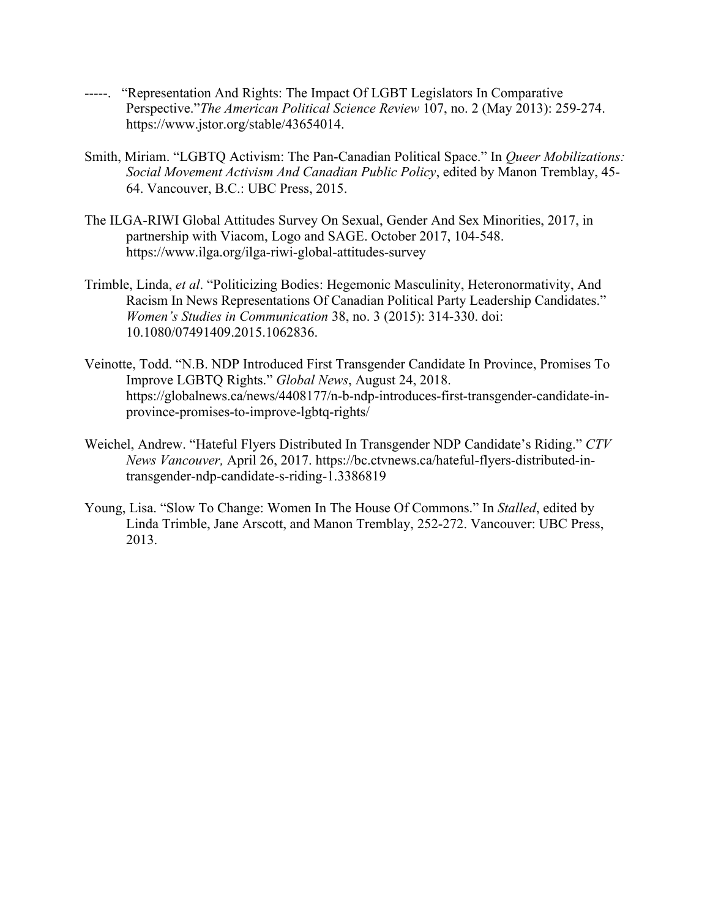-----. "Representation And Rights: The Impact Of LGBT Legislators In Comparative Perspective."*The American Political Science Review* 107, no. 2 (May 2013): 259-274. https://www.jstor.org/stable/43654014.

Smith, Miriam. "LGBTQ Activism: The Pan-Canadian Political Space." In *Queer Mobilizations: Social Movement Activism And Canadian Public Policy*, edited by Manon Tremblay, 45-64. Vancouver, B.C.: UBC Press, 2015.

The ILGA-RIWI Global Attitudes Survey On Sexual, Gender And Sex Minorities, 2017, in partnership with Viacom, Logo and SAGE. October 2017, 104-548. https://www.ilga.org/ilga-riwi-global-attitudes-survey

Trimble, Linda, *et al*. "Politicizing Bodies: Hegemonic Masculinity, Heteronormativity, And Racism In News Representations Of Canadian Political Party Leadership Candidates." *Women's Studies in Communication* 38, no. 3 (2015): 314-330. doi: 10.1080/07491409.2015.1062836.

Veinotte, Todd. "N.B. NDP Introduced First Transgender Candidate In Province, Promises To Improve LGBTQ Rights." *Global News*, August 24, 2018. https://globalnews.ca/news/4408177/n-b-ndp-introduces-first-transgender-candidate-in-province-promises-to-improve-lgbtq-rights/

Weichel, Andrew. "Hateful Flyers Distributed In Transgender NDP Candidate's Riding." *CTV News Vancouver,* April 26, 2017. https://bc.ctvnews.ca/hateful-flyers-distributed-in-transgender-ndp-candidate-s-riding-1.3386819

Young, Lisa. "Slow To Change: Women In The House Of Commons." In *Stalled*, edited by Linda Trimble, Jane Arscott, and Manon Tremblay, 252-272. Vancouver: UBC Press, 2013.